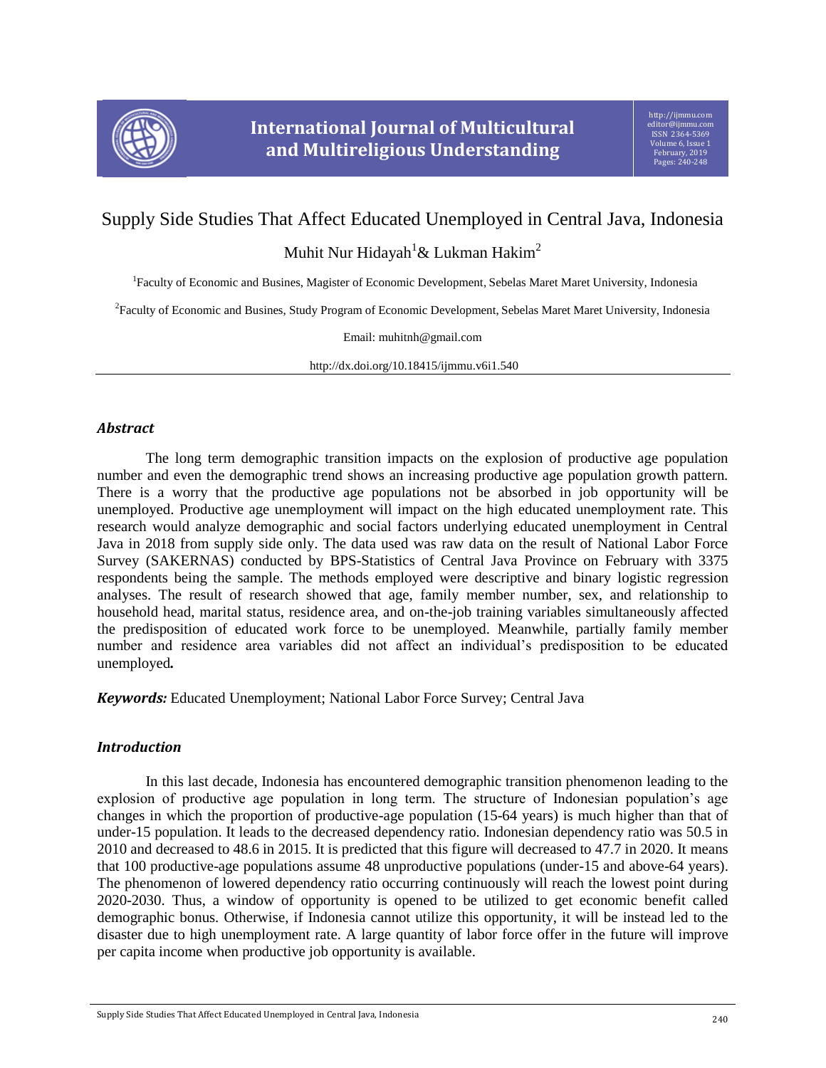# Supply Side Studies That Affect Educated Unemployed in Central Java, Indonesia

Muhit Nur Hidayah[1]& Lukman Hakim[2]

[1]Faculty of Economic and Busines, Magister of Economic Development, Sebelas Maret Maret University, Indonesia

[2]Faculty of Economic and Busines, Study Program of Economic Development, Sebelas Maret Maret University, Indonesia

Email: muhitnh@gmail.com

http://dx.doi.org/10.18415/ijmmu.v6i1.540

## *Abstract*

The long term demographic transition impacts on the explosion of productive age population number and even the demographic trend shows an increasing productive age population growth pattern. There is a worry that the productive age populations not be absorbed in job opportunity will be unemployed. Productive age unemployment will impact on the high educated unemployment rate. This research would analyze demographic and social factors underlying educated unemployment in Central Java in 2018 from supply side only. The data used was raw data on the result of National Labor Force Survey (SAKERNAS) conducted by BPS-Statistics of Central Java Province on February with 3375 respondents being the sample. The methods employed were descriptive and binary logistic regression analyses. The result of research showed that age, family member number, sex, and relationship to household head, marital status, residence area, and on-the-job training variables simultaneously affected the predisposition of educated work force to be unemployed. Meanwhile, partially family member number and residence area variables did not affect an individual's predisposition to be educated unemployed**.**

***Keywords:*** Educated Unemployment; National Labor Force Survey; Central Java

## *Introduction*

In this last decade, Indonesia has encountered demographic transition phenomenon leading to the explosion of productive age population in long term. The structure of Indonesian population's age changes in which the proportion of productive-age population (15-64 years) is much higher than that of under-15 population. It leads to the decreased dependency ratio. Indonesian dependency ratio was 50.5 in 2010 and decreased to 48.6 in 2015. It is predicted that this figure will decreased to 47.7 in 2020. It means that 100 productive-age populations assume 48 unproductive populations (under-15 and above-64 years). The phenomenon of lowered dependency ratio occurring continuously will reach the lowest point during 2020-2030. Thus, a window of opportunity is opened to be utilized to get economic benefit called demographic bonus. Otherwise, if Indonesia cannot utilize this opportunity, it will be instead led to the disaster due to high unemployment rate. A large quantity of labor force offer in the future will improve per capita income when productive job opportunity is available.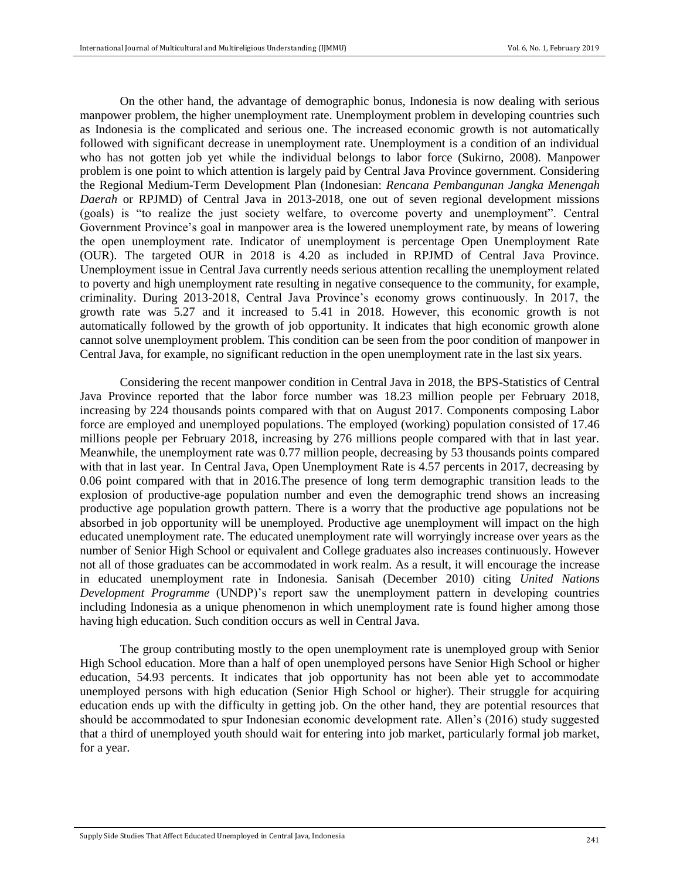On the other hand, the advantage of demographic bonus, Indonesia is now dealing with serious manpower problem, the higher unemployment rate. Unemployment problem in developing countries such as Indonesia is the complicated and serious one. The increased economic growth is not automatically followed with significant decrease in unemployment rate. Unemployment is a condition of an individual who has not gotten job yet while the individual belongs to labor force (Sukirno, 2008). Manpower problem is one point to which attention is largely paid by Central Java Province government. Considering the Regional Medium-Term Development Plan (Indonesian: *Rencana Pembangunan Jangka Menengah Daerah* or RPJMD) of Central Java in 2013-2018, one out of seven regional development missions (goals) is "to realize the just society welfare, to overcome poverty and unemployment". Central Government Province's goal in manpower area is the lowered unemployment rate, by means of lowering the open unemployment rate. Indicator of unemployment is percentage Open Unemployment Rate (OUR). The targeted OUR in 2018 is 4.20 as included in RPJMD of Central Java Province. Unemployment issue in Central Java currently needs serious attention recalling the unemployment related to poverty and high unemployment rate resulting in negative consequence to the community, for example, criminality. During 2013-2018, Central Java Province's economy grows continuously. In 2017, the growth rate was 5.27 and it increased to 5.41 in 2018. However, this economic growth is not automatically followed by the growth of job opportunity. It indicates that high economic growth alone cannot solve unemployment problem. This condition can be seen from the poor condition of manpower in Central Java, for example, no significant reduction in the open unemployment rate in the last six years.

Considering the recent manpower condition in Central Java in 2018, the BPS-Statistics of Central Java Province reported that the labor force number was 18.23 million people per February 2018, increasing by 224 thousands points compared with that on August 2017. Components composing Labor force are employed and unemployed populations. The employed (working) population consisted of 17.46 millions people per February 2018, increasing by 276 millions people compared with that in last year. Meanwhile, the unemployment rate was 0.77 million people, decreasing by 53 thousands points compared with that in last year. In Central Java, Open Unemployment Rate is 4.57 percents in 2017, decreasing by 0.06 point compared with that in 2016.The presence of long term demographic transition leads to the explosion of productive-age population number and even the demographic trend shows an increasing productive age population growth pattern. There is a worry that the productive age populations not be absorbed in job opportunity will be unemployed. Productive age unemployment will impact on the high educated unemployment rate. The educated unemployment rate will worryingly increase over years as the number of Senior High School or equivalent and College graduates also increases continuously. However not all of those graduates can be accommodated in work realm. As a result, it will encourage the increase in educated unemployment rate in Indonesia. Sanisah (December 2010) citing *United Nations Development Programme* (UNDP)'s report saw the unemployment pattern in developing countries including Indonesia as a unique phenomenon in which unemployment rate is found higher among those having high education. Such condition occurs as well in Central Java.

The group contributing mostly to the open unemployment rate is unemployed group with Senior High School education. More than a half of open unemployed persons have Senior High School or higher education, 54.93 percents. It indicates that job opportunity has not been able yet to accommodate unemployed persons with high education (Senior High School or higher). Their struggle for acquiring education ends up with the difficulty in getting job. On the other hand, they are potential resources that should be accommodated to spur Indonesian economic development rate. Allen's (2016) study suggested that a third of unemployed youth should wait for entering into job market, particularly formal job market, for a year.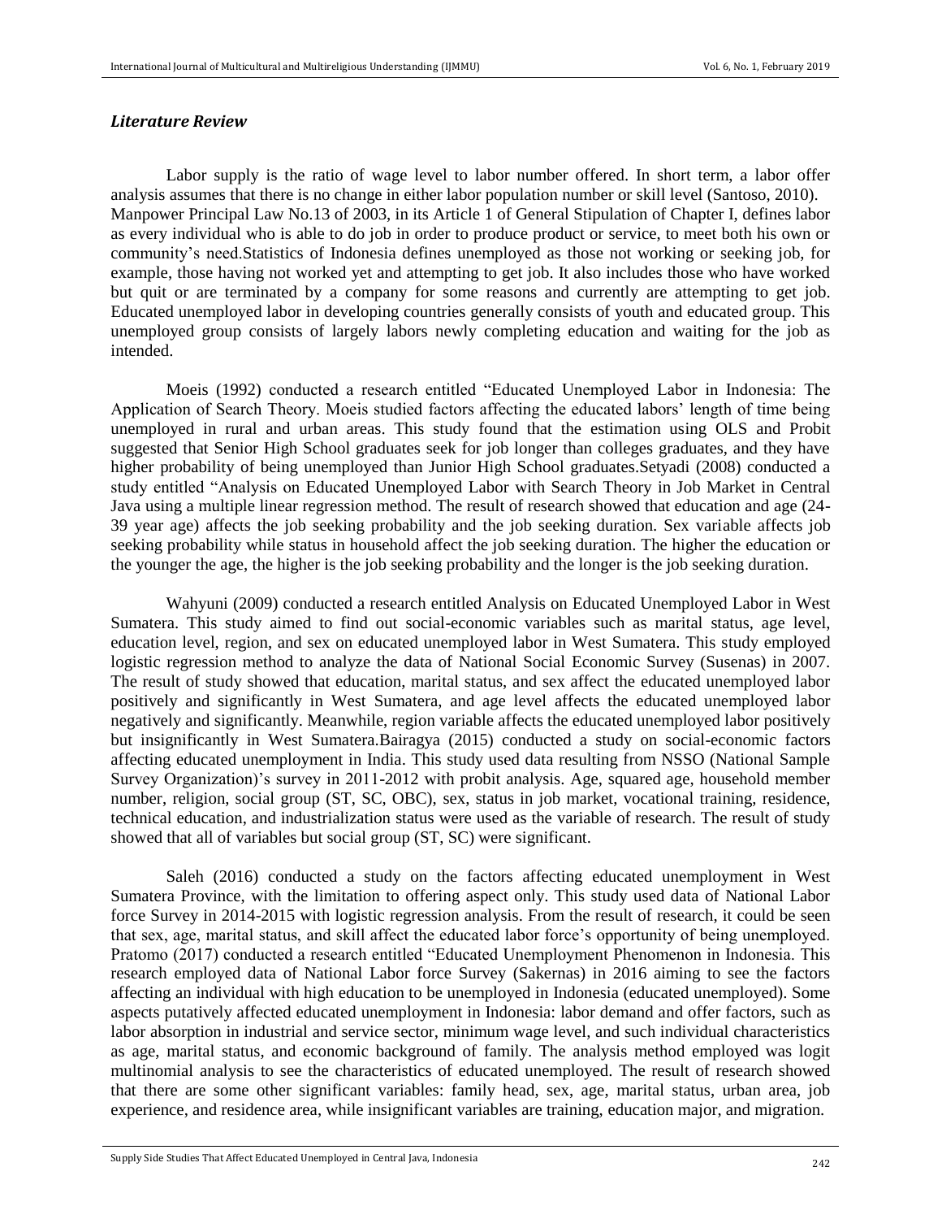### *Literature Review*

Labor supply is the ratio of wage level to labor number offered. In short term, a labor offer analysis assumes that there is no change in either labor population number or skill level (Santoso, 2010). Manpower Principal Law No.13 of 2003, in its Article 1 of General Stipulation of Chapter I, defines labor as every individual who is able to do job in order to produce product or service, to meet both his own or community's need.Statistics of Indonesia defines unemployed as those not working or seeking job, for example, those having not worked yet and attempting to get job. It also includes those who have worked but quit or are terminated by a company for some reasons and currently are attempting to get job. Educated unemployed labor in developing countries generally consists of youth and educated group. This unemployed group consists of largely labors newly completing education and waiting for the job as intended.

Moeis (1992) conducted a research entitled "Educated Unemployed Labor in Indonesia: The Application of Search Theory. Moeis studied factors affecting the educated labors' length of time being unemployed in rural and urban areas. This study found that the estimation using OLS and Probit suggested that Senior High School graduates seek for job longer than colleges graduates, and they have higher probability of being unemployed than Junior High School graduates.Setyadi (2008) conducted a study entitled "Analysis on Educated Unemployed Labor with Search Theory in Job Market in Central Java using a multiple linear regression method. The result of research showed that education and age (24-39 year age) affects the job seeking probability and the job seeking duration. Sex variable affects job seeking probability while status in household affect the job seeking duration. The higher the education or the younger the age, the higher is the job seeking probability and the longer is the job seeking duration.

Wahyuni (2009) conducted a research entitled Analysis on Educated Unemployed Labor in West Sumatera. This study aimed to find out social-economic variables such as marital status, age level, education level, region, and sex on educated unemployed labor in West Sumatera. This study employed logistic regression method to analyze the data of National Social Economic Survey (Susenas) in 2007. The result of study showed that education, marital status, and sex affect the educated unemployed labor positively and significantly in West Sumatera, and age level affects the educated unemployed labor negatively and significantly. Meanwhile, region variable affects the educated unemployed labor positively but insignificantly in West Sumatera.Bairagya (2015) conducted a study on social-economic factors affecting educated unemployment in India. This study used data resulting from NSSO (National Sample Survey Organization)'s survey in 2011-2012 with probit analysis. Age, squared age, household member number, religion, social group (ST, SC, OBC), sex, status in job market, vocational training, residence, technical education, and industrialization status were used as the variable of research. The result of study showed that all of variables but social group (ST, SC) were significant.

Saleh (2016) conducted a study on the factors affecting educated unemployment in West Sumatera Province, with the limitation to offering aspect only. This study used data of National Labor force Survey in 2014-2015 with logistic regression analysis. From the result of research, it could be seen that sex, age, marital status, and skill affect the educated labor force's opportunity of being unemployed. Pratomo (2017) conducted a research entitled "Educated Unemployment Phenomenon in Indonesia. This research employed data of National Labor force Survey (Sakernas) in 2016 aiming to see the factors affecting an individual with high education to be unemployed in Indonesia (educated unemployed). Some aspects putatively affected educated unemployment in Indonesia: labor demand and offer factors, such as labor absorption in industrial and service sector, minimum wage level, and such individual characteristics as age, marital status, and economic background of family. The analysis method employed was logit multinomial analysis to see the characteristics of educated unemployed. The result of research showed that there are some other significant variables: family head, sex, age, marital status, urban area, job experience, and residence area, while insignificant variables are training, education major, and migration.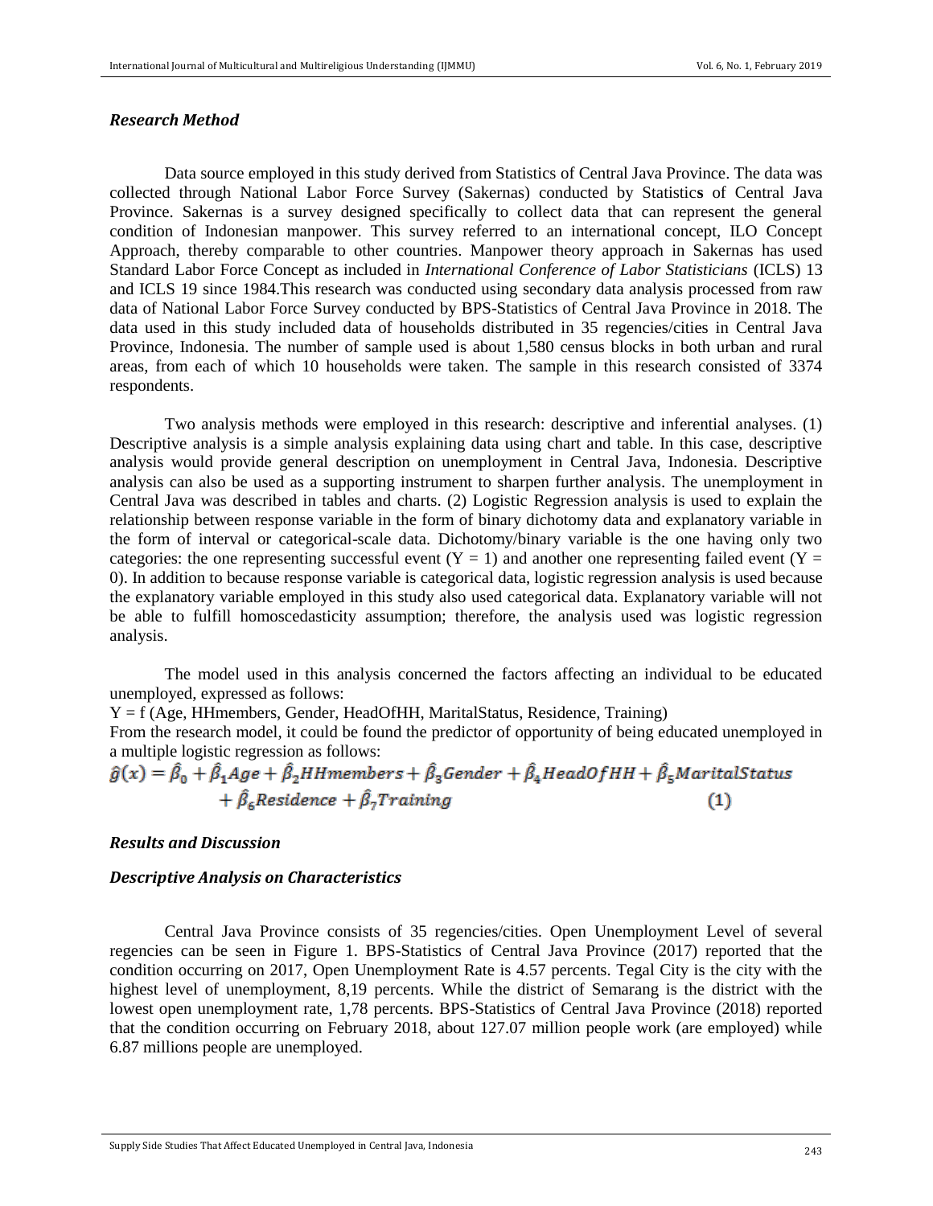### *Research Method*

Data source employed in this study derived from Statistics of Central Java Province. The data was collected through National Labor Force Survey (Sakernas) conducted by Statistic**s** of Central Java Province. Sakernas is a survey designed specifically to collect data that can represent the general condition of Indonesian manpower. This survey referred to an international concept, ILO Concept Approach, thereby comparable to other countries. Manpower theory approach in Sakernas has used Standard Labor Force Concept as included in *International Conference of Labor Statisticians* (ICLS) 13 and ICLS 19 since 1984.This research was conducted using secondary data analysis processed from raw data of National Labor Force Survey conducted by BPS-Statistics of Central Java Province in 2018. The data used in this study included data of households distributed in 35 regencies/cities in Central Java Province, Indonesia. The number of sample used is about 1,580 census blocks in both urban and rural areas, from each of which 10 households were taken. The sample in this research consisted of 3374 respondents.

Two analysis methods were employed in this research: descriptive and inferential analyses. (1) Descriptive analysis is a simple analysis explaining data using chart and table. In this case, descriptive analysis would provide general description on unemployment in Central Java, Indonesia. Descriptive analysis can also be used as a supporting instrument to sharpen further analysis. The unemployment in Central Java was described in tables and charts. (2) Logistic Regression analysis is used to explain the relationship between response variable in the form of binary dichotomy data and explanatory variable in the form of interval or categorical-scale data. Dichotomy/binary variable is the one having only two categories: the one representing successful event ($Y = 1$) and another one representing failed event ($Y = 0$). In addition to because response variable is categorical data, logistic regression analysis is used because the explanatory variable employed in this study also used categorical data. Explanatory variable will not be able to fulfill homoscedasticity assumption; therefore, the analysis used was logistic regression analysis.

The model used in this analysis concerned the factors affecting an individual to be educated unemployed, expressed as follows:

Y = f (Age, HHmembers, Gender, HeadOfHH, MaritalStatus, Residence, Training)

From the research model, it could be found the predictor of opportunity of being educated unemployed in a multiple logistic regression as follows:

$$\hat{g}(x) = \hat{\beta}_0 + \hat{\beta}_1 Age + \hat{\beta}_2 HHmembers + \hat{\beta}_3 Gender + \hat{\beta}_4 HeadOfHH + \hat{\beta}_5 MaritalStatus + \hat{\beta}_6 Residence + \hat{\beta}_7 Training \quad (1)$$

### *Results and Discussion*

### *Descriptive Analysis on Characteristics*

Central Java Province consists of 35 regencies/cities. Open Unemployment Level of several regencies can be seen in Figure 1. BPS-Statistics of Central Java Province (2017) reported that the condition occurring on 2017, Open Unemployment Rate is 4.57 percents. Tegal City is the city with the highest level of unemployment, 8,19 percents. While the district of Semarang is the district with the lowest open unemployment rate, 1,78 percents. BPS-Statistics of Central Java Province (2018) reported that the condition occurring on February 2018, about 127.07 million people work (are employed) while 6.87 millions people are unemployed.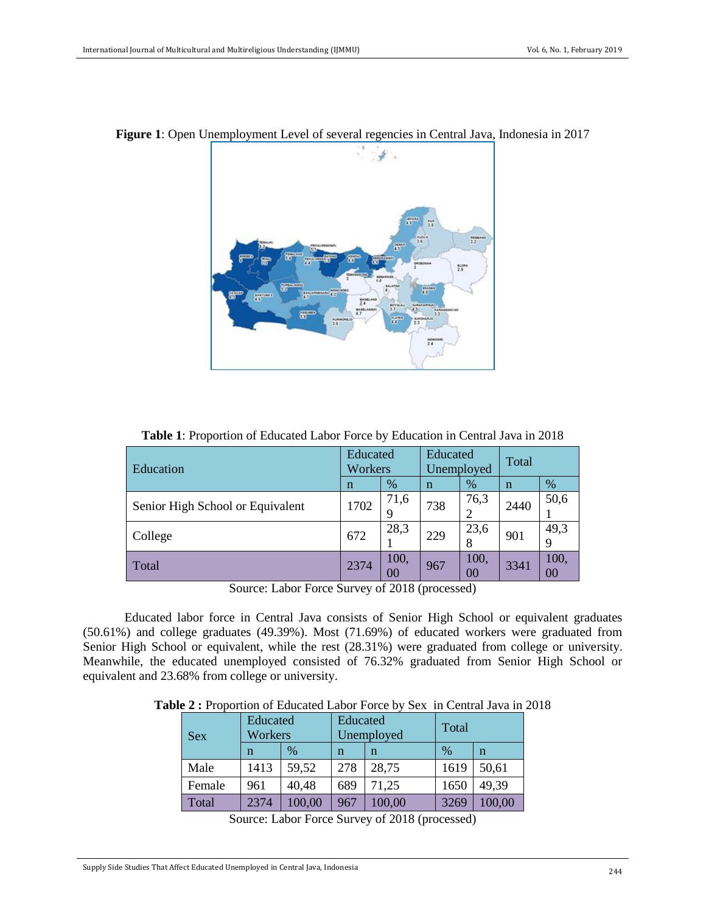**Figure 1**: Open Unemployment Level of several regencies in Central Java, Indonesia in 2017

**Table 1**: Proportion of Educated Labor Force by Education in Central Java in 2018

| Education | Educated Workers | | Educated Unemployed | | Total | |
|---|---|---|---|---|---|---|
| | n | % | n | % | n | % |
| Senior High School or Equivalent | 1702 | 71,69 | 738 | 76,32 | 2440 | 50,61 |
| College | 672 | 28,31 | 229 | 23,68 | 901 | 49,39 |
| Total | 2374 | 100,00 | 967 | 100,00 | 3341 | 100,00 |

Source: Labor Force Survey of 2018 (processed)

Educated labor force in Central Java consists of Senior High School or equivalent graduates (50.61%) and college graduates (49.39%). Most (71.69%) of educated workers were graduated from Senior High School or equivalent, while the rest (28.31%) were graduated from college or university. Meanwhile, the educated unemployed consisted of 76.32% graduated from Senior High School or equivalent and 23.68% from college or university.

**Table 2 :** Proportion of Educated Labor Force by Sex in Central Java in 2018

| Sex | Educated Workers | | Educated Unemployed | | Total | |
|---|---|---|---|---|---|---|
| | n | % | n | n | % | n |
| Male | 1413 | 59,52 | 278 | 28,75 | 1619 | 50,61 |
| Female | 961 | 40,48 | 689 | 71,25 | 1650 | 49,39 |
| Total | 2374 | 100,00 | 967 | 100,00 | 3269 | 100,00 |

Source: Labor Force Survey of 2018 (processed)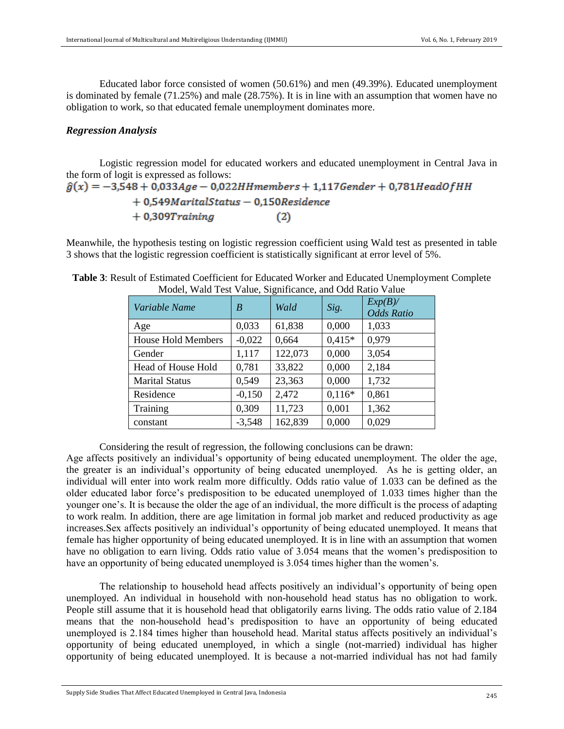Educated labor force consisted of women (50.61%) and men (49.39%). Educated unemployment is dominated by female (71.25%) and male (28.75%). It is in line with an assumption that women have no obligation to work, so that educated female unemployment dominates more.

### *Regression Analysis*

Logistic regression model for educated workers and educated unemployment in Central Java in the form of logit is expressed as follows:

$$\hat{g}(x) = -3{,}548 + 0{,}033Age - 0{,}022HHmembers + 1{,}117Gender + 0{,}781HeadOfHH + 0{,}549MaritalStatus - 0{,}150Residence + 0{,}309Training \quad (2)$$

Meanwhile, the hypothesis testing on logistic regression coefficient using Wald test as presented in table 3 shows that the logistic regression coefficient is statistically significant at error level of 5%.

**Table 3**: Result of Estimated Coefficient for Educated Worker and Educated Unemployment Complete Model, Wald Test Value, Significance, and Odd Ratio Value

| *Variable Name* | *B* | *Wald* | *Sig.* | *Exp(B)/ Odds Ratio* |
|---|---|---|---|---|
| Age | 0,033 | 61,838 | 0,000 | 1,033 |
| House Hold Members | -0,022 | 0,664 | 0,415* | 0,979 |
| Gender | 1,117 | 122,073 | 0,000 | 3,054 |
| Head of House Hold | 0,781 | 33,822 | 0,000 | 2,184 |
| Marital Status | 0,549 | 23,363 | 0,000 | 1,732 |
| Residence | -0,150 | 2,472 | 0,116* | 0,861 |
| Training | 0,309 | 11,723 | 0,001 | 1,362 |
| constant | -3,548 | 162,839 | 0,000 | 0,029 |

Considering the result of regression, the following conclusions can be drawn:
Age affects positively an individual's opportunity of being educated unemployment. The older the age, the greater is an individual's opportunity of being educated unemployed. As he is getting older, an individual will enter into work realm more difficultly. Odds ratio value of 1.033 can be defined as the older educated labor force's predisposition to be educated unemployed of 1.033 times higher than the younger one's. It is because the older the age of an individual, the more difficult is the process of adapting to work realm. In addition, there are age limitation in formal job market and reduced productivity as age increases.Sex affects positively an individual's opportunity of being educated unemployed. It means that female has higher opportunity of being educated unemployed. It is in line with an assumption that women have no obligation to earn living. Odds ratio value of 3.054 means that the women's predisposition to have an opportunity of being educated unemployed is 3.054 times higher than the women's.

The relationship to household head affects positively an individual's opportunity of being open unemployed. An individual in household with non-household head status has no obligation to work. People still assume that it is household head that obligatorily earns living. The odds ratio value of 2.184 means that the non-household head's predisposition to have an opportunity of being educated unemployed is 2.184 times higher than household head. Marital status affects positively an individual's opportunity of being educated unemployed, in which a single (not-married) individual has higher opportunity of being educated unemployed. It is because a not-married individual has not had family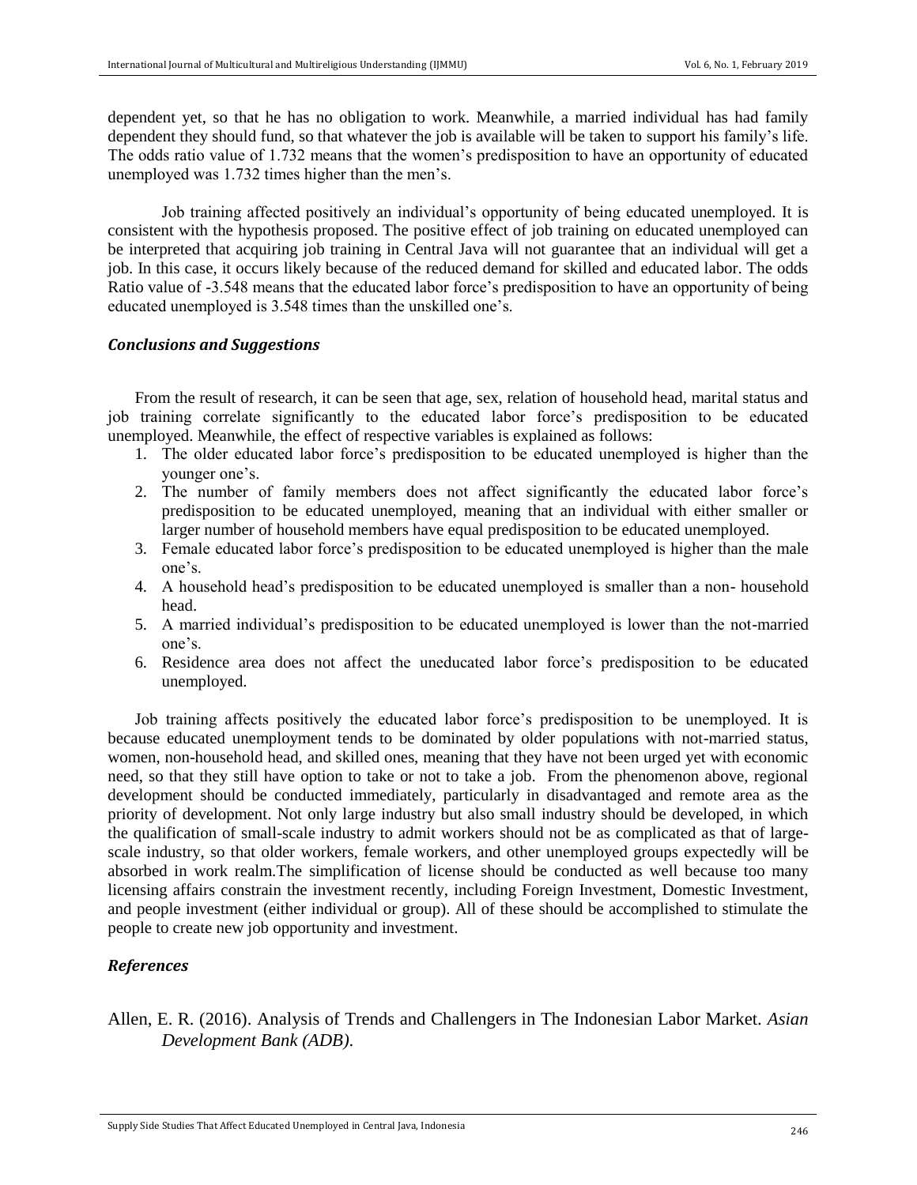dependent yet, so that he has no obligation to work. Meanwhile, a married individual has had family dependent they should fund, so that whatever the job is available will be taken to support his family's life. The odds ratio value of 1.732 means that the women's predisposition to have an opportunity of educated unemployed was 1.732 times higher than the men's.

Job training affected positively an individual's opportunity of being educated unemployed. It is consistent with the hypothesis proposed. The positive effect of job training on educated unemployed can be interpreted that acquiring job training in Central Java will not guarantee that an individual will get a job. In this case, it occurs likely because of the reduced demand for skilled and educated labor. The odds Ratio value of -3.548 means that the educated labor force's predisposition to have an opportunity of being educated unemployed is 3.548 times than the unskilled one's.

### *Conclusions and Suggestions*

From the result of research, it can be seen that age, sex, relation of household head, marital status and job training correlate significantly to the educated labor force's predisposition to be educated unemployed. Meanwhile, the effect of respective variables is explained as follows:

1. The older educated labor force's predisposition to be educated unemployed is higher than the younger one's.
2. The number of family members does not affect significantly the educated labor force's predisposition to be educated unemployed, meaning that an individual with either smaller or larger number of household members have equal predisposition to be educated unemployed.
3. Female educated labor force's predisposition to be educated unemployed is higher than the male one's.
4. A household head's predisposition to be educated unemployed is smaller than a non- household head.
5. A married individual's predisposition to be educated unemployed is lower than the not-married one's.
6. Residence area does not affect the uneducated labor force's predisposition to be educated unemployed.

Job training affects positively the educated labor force's predisposition to be unemployed. It is because educated unemployment tends to be dominated by older populations with not-married status, women, non-household head, and skilled ones, meaning that they have not been urged yet with economic need, so that they still have option to take or not to take a job. From the phenomenon above, regional development should be conducted immediately, particularly in disadvantaged and remote area as the priority of development. Not only large industry but also small industry should be developed, in which the qualification of small-scale industry to admit workers should not be as complicated as that of large-scale industry, so that older workers, female workers, and other unemployed groups expectedly will be absorbed in work realm.The simplification of license should be conducted as well because too many licensing affairs constrain the investment recently, including Foreign Investment, Domestic Investment, and people investment (either individual or group). All of these should be accomplished to stimulate the people to create new job opportunity and investment.

### *References*

Allen, E. R. (2016). Analysis of Trends and Challengers in The Indonesian Labor Market. *Asian Development Bank (ADB).*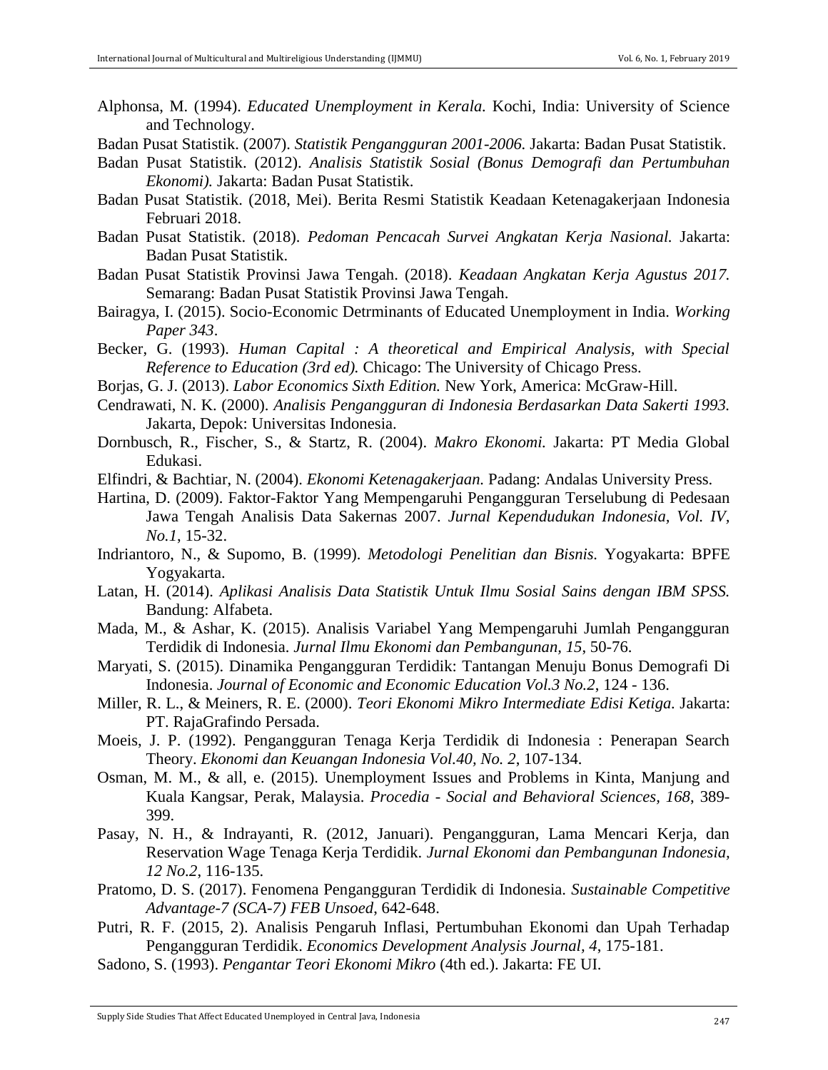Alphonsa, M. (1994). *Educated Unemployment in Kerala.* Kochi, India: University of Science and Technology.

Badan Pusat Statistik. (2007). *Statistik Pengangguran 2001-2006.* Jakarta: Badan Pusat Statistik.

Badan Pusat Statistik. (2012). *Analisis Statistik Sosial (Bonus Demografi dan Pertumbuhan Ekonomi).* Jakarta: Badan Pusat Statistik.

Badan Pusat Statistik. (2018, Mei). Berita Resmi Statistik Keadaan Ketenagakerjaan Indonesia Februari 2018.

Badan Pusat Statistik. (2018). *Pedoman Pencacah Survei Angkatan Kerja Nasional.* Jakarta: Badan Pusat Statistik.

Badan Pusat Statistik Provinsi Jawa Tengah. (2018). *Keadaan Angkatan Kerja Agustus 2017.* Semarang: Badan Pusat Statistik Provinsi Jawa Tengah.

Bairagya, I. (2015). Socio-Economic Detrminants of Educated Unemployment in India. *Working Paper 343*.

Becker, G. (1993). *Human Capital : A theoretical and Empirical Analysis, with Special Reference to Education (3rd ed).* Chicago: The University of Chicago Press.

Borjas, G. J. (2013). *Labor Economics Sixth Edition.* New York, America: McGraw-Hill.

Cendrawati, N. K. (2000). *Analisis Pengangguran di Indonesia Berdasarkan Data Sakerti 1993.* Jakarta, Depok: Universitas Indonesia.

Dornbusch, R., Fischer, S., & Startz, R. (2004). *Makro Ekonomi.* Jakarta: PT Media Global Edukasi.

Elfindri, & Bachtiar, N. (2004). *Ekonomi Ketenagakerjaan.* Padang: Andalas University Press.

Hartina, D. (2009). Faktor-Faktor Yang Mempengaruhi Pengangguran Terselubung di Pedesaan Jawa Tengah Analisis Data Sakernas 2007. *Jurnal Kependudukan Indonesia, Vol. IV, No.1*, 15-32.

Indriantoro, N., & Supomo, B. (1999). *Metodologi Penelitian dan Bisnis.* Yogyakarta: BPFE Yogyakarta.

Latan, H. (2014). *Aplikasi Analisis Data Statistik Untuk Ilmu Sosial Sains dengan IBM SPSS.* Bandung: Alfabeta.

Mada, M., & Ashar, K. (2015). Analisis Variabel Yang Mempengaruhi Jumlah Pengangguran Terdidik di Indonesia. *Jurnal Ilmu Ekonomi dan Pembangunan, 15*, 50-76.

Maryati, S. (2015). Dinamika Pengangguran Terdidik: Tantangan Menuju Bonus Demografi Di Indonesia. *Journal of Economic and Economic Education Vol.3 No.2*, 124 - 136.

Miller, R. L., & Meiners, R. E. (2000). *Teori Ekonomi Mikro Intermediate Edisi Ketiga.* Jakarta: PT. RajaGrafindo Persada.

Moeis, J. P. (1992). Pengangguran Tenaga Kerja Terdidik di Indonesia : Penerapan Search Theory. *Ekonomi dan Keuangan Indonesia Vol.40, No. 2*, 107-134.

Osman, M. M., & all, e. (2015). Unemployment Issues and Problems in Kinta, Manjung and Kuala Kangsar, Perak, Malaysia. *Procedia - Social and Behavioral Sciences, 168*, 389-399.

Pasay, N. H., & Indrayanti, R. (2012, Januari). Pengangguran, Lama Mencari Kerja, dan Reservation Wage Tenaga Kerja Terdidik. *Jurnal Ekonomi dan Pembangunan Indonesia, 12 No.2*, 116-135.

Pratomo, D. S. (2017). Fenomena Pengangguran Terdidik di Indonesia. *Sustainable Competitive Advantage-7 (SCA-7) FEB Unsoed*, 642-648.

Putri, R. F. (2015, 2). Analisis Pengaruh Inflasi, Pertumbuhan Ekonomi dan Upah Terhadap Pengangguran Terdidik. *Economics Development Analysis Journal, 4*, 175-181.

Sadono, S. (1993). *Pengantar Teori Ekonomi Mikro* (4th ed.). Jakarta: FE UI.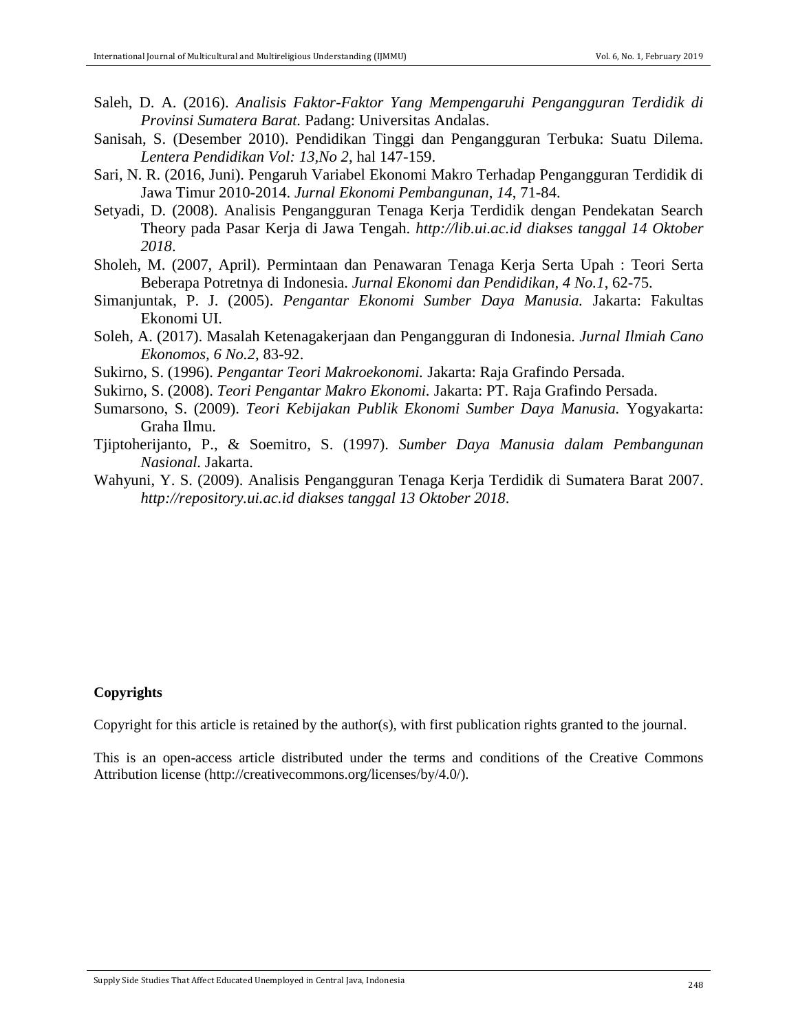Saleh, D. A. (2016). *Analisis Faktor-Faktor Yang Mempengaruhi Pengangguran Terdidik di Provinsi Sumatera Barat*. Padang: Universitas Andalas.

Sanisah, S. (Desember 2010). Pendidikan Tinggi dan Pengangguran Terbuka: Suatu Dilema. *Lentera Pendidikan Vol: 13,No 2*, hal 147-159.

Sari, N. R. (2016, Juni). Pengaruh Variabel Ekonomi Makro Terhadap Pengangguran Terdidik di Jawa Timur 2010-2014. *Jurnal Ekonomi Pembangunan, 14*, 71-84.

Setyadi, D. (2008). Analisis Pengangguran Tenaga Kerja Terdidik dengan Pendekatan Search Theory pada Pasar Kerja di Jawa Tengah. *http://lib.ui.ac.id diakses tanggal 14 Oktober 2018*.

Sholeh, M. (2007, April). Permintaan dan Penawaran Tenaga Kerja Serta Upah : Teori Serta Beberapa Potretnya di Indonesia. *Jurnal Ekonomi dan Pendidikan, 4 No.1*, 62-75.

Simanjuntak, P. J. (2005). *Pengantar Ekonomi Sumber Daya Manusia.* Jakarta: Fakultas Ekonomi UI.

Soleh, A. (2017). Masalah Ketenagakerjaan dan Pengangguran di Indonesia. *Jurnal Ilmiah Cano Ekonomos, 6 No.2*, 83-92.

Sukirno, S. (1996). *Pengantar Teori Makroekonomi.* Jakarta: Raja Grafindo Persada.

Sukirno, S. (2008). *Teori Pengantar Makro Ekonomi.* Jakarta: PT. Raja Grafindo Persada.

Sumarsono, S. (2009). *Teori Kebijakan Publik Ekonomi Sumber Daya Manusia.* Yogyakarta: Graha Ilmu.

Tjiptoherijanto, P., & Soemitro, S. (1997). *Sumber Daya Manusia dalam Pembangunan Nasional*. Jakarta.

Wahyuni, Y. S. (2009). Analisis Pengangguran Tenaga Kerja Terdidik di Sumatera Barat 2007. *http://repository.ui.ac.id diakses tanggal 13 Oktober 2018*.

**Copyrights**

Copyright for this article is retained by the author(s), with first publication rights granted to the journal.

This is an open-access article distributed under the terms and conditions of the Creative Commons Attribution license (http://creativecommons.org/licenses/by/4.0/).